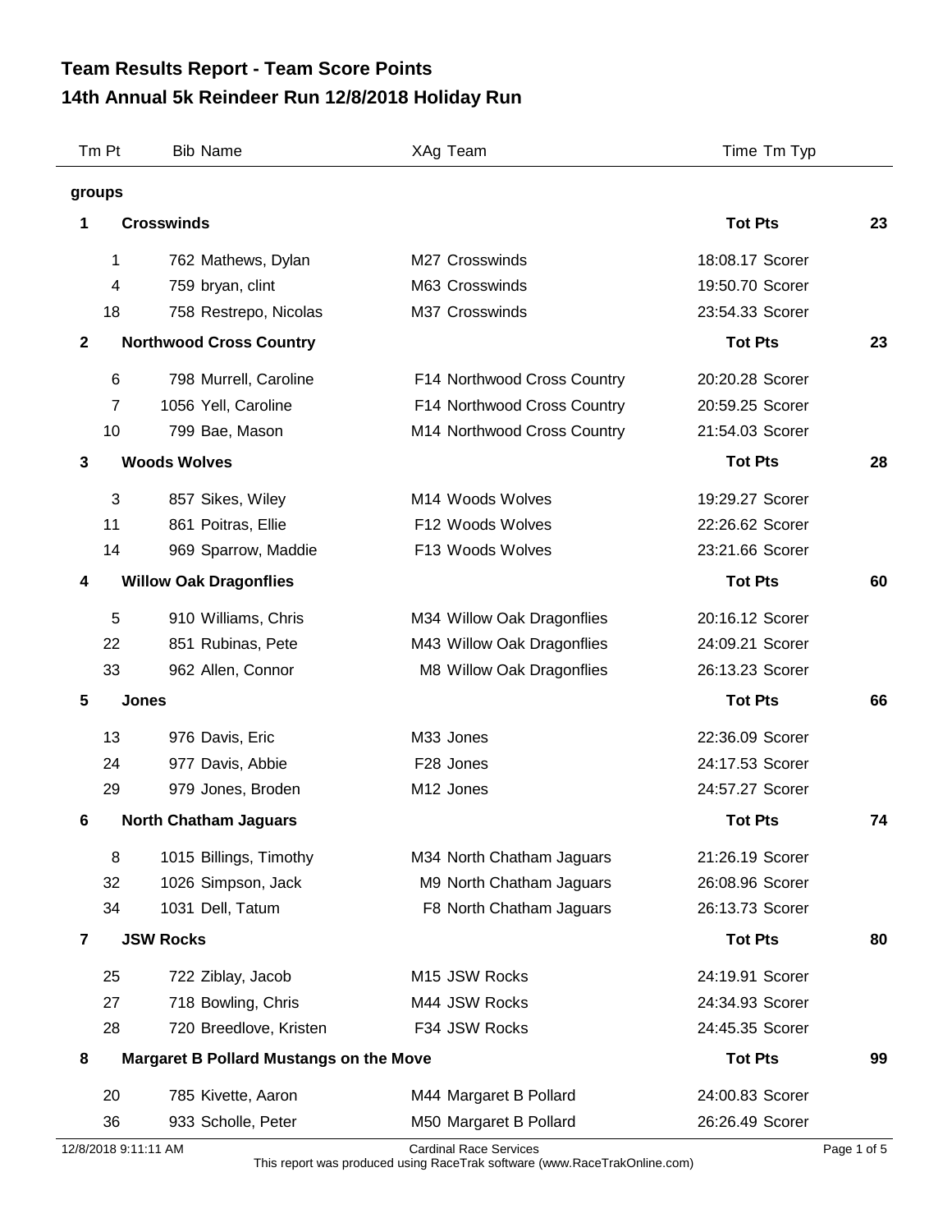# Team Results Report - Team Score Points
## 14th Annual 5k Reindeer Run 12/8/2018 Holiday Run

| Tm Pt | Bib Name | XAg Team | Time Tm Typ | |
|---|---|---|---|---|
| **groups** | | | | |
| **1** | **Crosswinds** | | **Tot Pts** | **23** |
| 1 | 762 Mathews, Dylan | M27 Crosswinds | 18:08.17 Scorer | |
| 4 | 759 bryan, clint | M63 Crosswinds | 19:50.70 Scorer | |
| 18 | 758 Restrepo, Nicolas | M37 Crosswinds | 23:54.33 Scorer | |
| **2** | **Northwood Cross Country** | | **Tot Pts** | **23** |
| 6 | 798 Murrell, Caroline | F14 Northwood Cross Country | 20:20.28 Scorer | |
| 7 | 1056 Yell, Caroline | F14 Northwood Cross Country | 20:59.25 Scorer | |
| 10 | 799 Bae, Mason | M14 Northwood Cross Country | 21:54.03 Scorer | |
| **3** | **Woods Wolves** | | **Tot Pts** | **28** |
| 3 | 857 Sikes, Wiley | M14 Woods Wolves | 19:29.27 Scorer | |
| 11 | 861 Poitras, Ellie | F12 Woods Wolves | 22:26.62 Scorer | |
| 14 | 969 Sparrow, Maddie | F13 Woods Wolves | 23:21.66 Scorer | |
| **4** | **Willow Oak Dragonflies** | | **Tot Pts** | **60** |
| 5 | 910 Williams, Chris | M34 Willow Oak Dragonflies | 20:16.12 Scorer | |
| 22 | 851 Rubinas, Pete | M43 Willow Oak Dragonflies | 24:09.21 Scorer | |
| 33 | 962 Allen, Connor | M8 Willow Oak Dragonflies | 26:13.23 Scorer | |
| **5** | **Jones** | | **Tot Pts** | **66** |
| 13 | 976 Davis, Eric | M33 Jones | 22:36.09 Scorer | |
| 24 | 977 Davis, Abbie | F28 Jones | 24:17.53 Scorer | |
| 29 | 979 Jones, Broden | M12 Jones | 24:57.27 Scorer | |
| **6** | **North Chatham Jaguars** | | **Tot Pts** | **74** |
| 8 | 1015 Billings, Timothy | M34 North Chatham Jaguars | 21:26.19 Scorer | |
| 32 | 1026 Simpson, Jack | M9 North Chatham Jaguars | 26:08.96 Scorer | |
| 34 | 1031 Dell, Tatum | F8 North Chatham Jaguars | 26:13.73 Scorer | |
| **7** | **JSW Rocks** | | **Tot Pts** | **80** |
| 25 | 722 Ziblay, Jacob | M15 JSW Rocks | 24:19.91 Scorer | |
| 27 | 718 Bowling, Chris | M44 JSW Rocks | 24:34.93 Scorer | |
| 28 | 720 Breedlove, Kristen | F34 JSW Rocks | 24:45.35 Scorer | |
| **8** | **Margaret B Pollard Mustangs on the Move** | | **Tot Pts** | **99** |
| 20 | 785 Kivette, Aaron | M44 Margaret B Pollard | 24:00.83 Scorer | |
| 36 | 933 Scholle, Peter | M50 Margaret B Pollard | 26:26.49 Scorer | |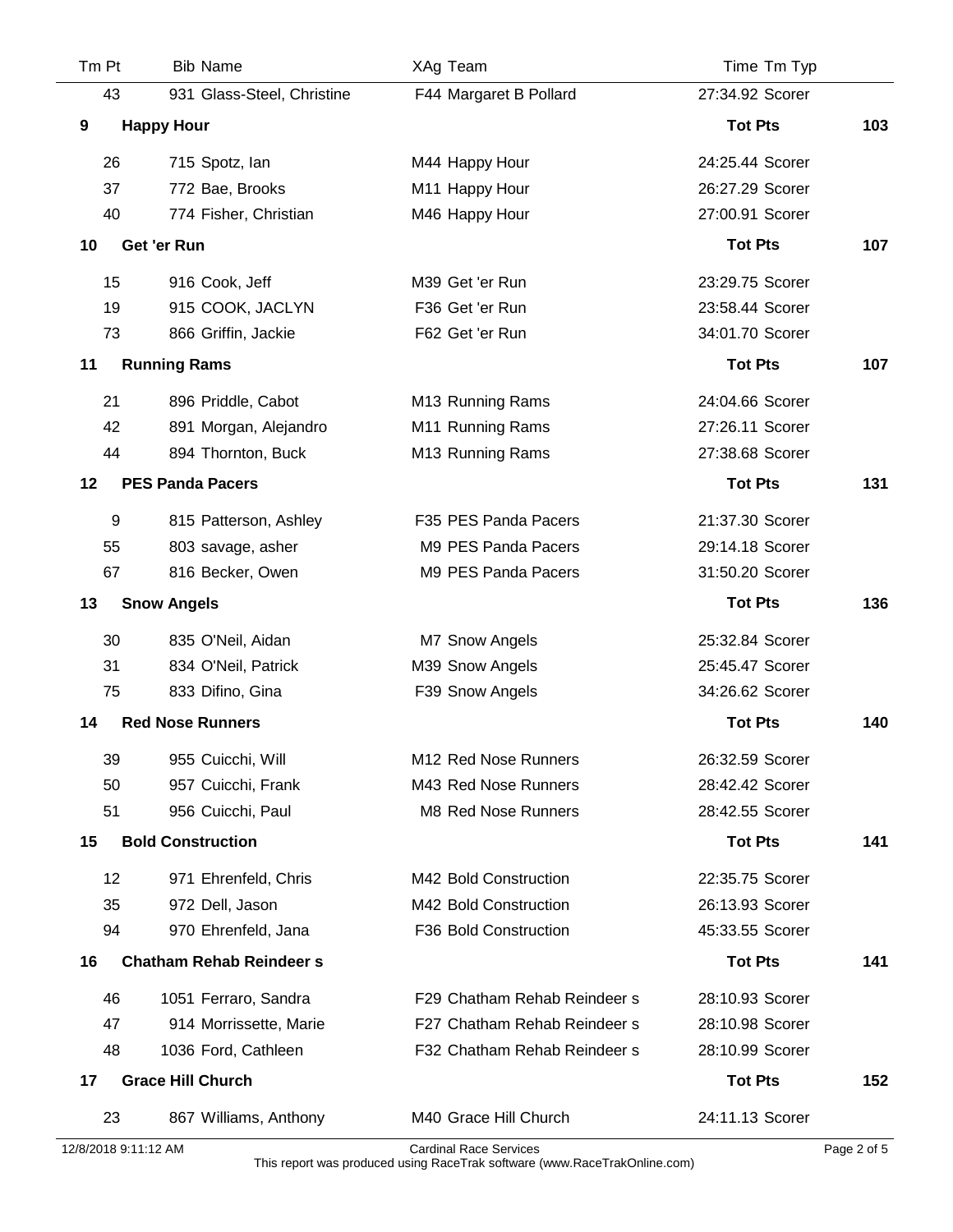| Tm Pt | Bib Name | XAg Team | Time Tm Typ | |
|---|---|---|---|---|
| 43 | 931 Glass-Steel, Christine | F44 Margaret B Pollard | 27:34.92 Scorer | |
| **9** | **Happy Hour** | | **Tot Pts** | **103** |
| 26 | 715 Spotz, Ian | M44 Happy Hour | 24:25.44 Scorer | |
| 37 | 772 Bae, Brooks | M11 Happy Hour | 26:27.29 Scorer | |
| 40 | 774 Fisher, Christian | M46 Happy Hour | 27:00.91 Scorer | |
| **10** | **Get 'er Run** | | **Tot Pts** | **107** |
| 15 | 916 Cook, Jeff | M39 Get 'er Run | 23:29.75 Scorer | |
| 19 | 915 COOK, JACLYN | F36 Get 'er Run | 23:58.44 Scorer | |
| 73 | 866 Griffin, Jackie | F62 Get 'er Run | 34:01.70 Scorer | |
| **11** | **Running Rams** | | **Tot Pts** | **107** |
| 21 | 896 Priddle, Cabot | M13 Running Rams | 24:04.66 Scorer | |
| 42 | 891 Morgan, Alejandro | M11 Running Rams | 27:26.11 Scorer | |
| 44 | 894 Thornton, Buck | M13 Running Rams | 27:38.68 Scorer | |
| **12** | **PES Panda Pacers** | | **Tot Pts** | **131** |
| 9 | 815 Patterson, Ashley | F35 PES Panda Pacers | 21:37.30 Scorer | |
| 55 | 803 savage, asher | M9 PES Panda Pacers | 29:14.18 Scorer | |
| 67 | 816 Becker, Owen | M9 PES Panda Pacers | 31:50.20 Scorer | |
| **13** | **Snow Angels** | | **Tot Pts** | **136** |
| 30 | 835 O'Neil, Aidan | M7 Snow Angels | 25:32.84 Scorer | |
| 31 | 834 O'Neil, Patrick | M39 Snow Angels | 25:45.47 Scorer | |
| 75 | 833 Difino, Gina | F39 Snow Angels | 34:26.62 Scorer | |
| **14** | **Red Nose Runners** | | **Tot Pts** | **140** |
| 39 | 955 Cuicchi, Will | M12 Red Nose Runners | 26:32.59 Scorer | |
| 50 | 957 Cuicchi, Frank | M43 Red Nose Runners | 28:42.42 Scorer | |
| 51 | 956 Cuicchi, Paul | M8 Red Nose Runners | 28:42.55 Scorer | |
| **15** | **Bold Construction** | | **Tot Pts** | **141** |
| 12 | 971 Ehrenfeld, Chris | M42 Bold Construction | 22:35.75 Scorer | |
| 35 | 972 Dell, Jason | M42 Bold Construction | 26:13.93 Scorer | |
| 94 | 970 Ehrenfeld, Jana | F36 Bold Construction | 45:33.55 Scorer | |
| **16** | **Chatham Rehab Reindeer s** | | **Tot Pts** | **141** |
| 46 | 1051 Ferraro, Sandra | F29 Chatham Rehab Reindeer s | 28:10.93 Scorer | |
| 47 | 914 Morrissette, Marie | F27 Chatham Rehab Reindeer s | 28:10.98 Scorer | |
| 48 | 1036 Ford, Cathleen | F32 Chatham Rehab Reindeer s | 28:10.99 Scorer | |
| **17** | **Grace Hill Church** | | **Tot Pts** | **152** |
| 23 | 867 Williams, Anthony | M40 Grace Hill Church | 24:11.13 Scorer | |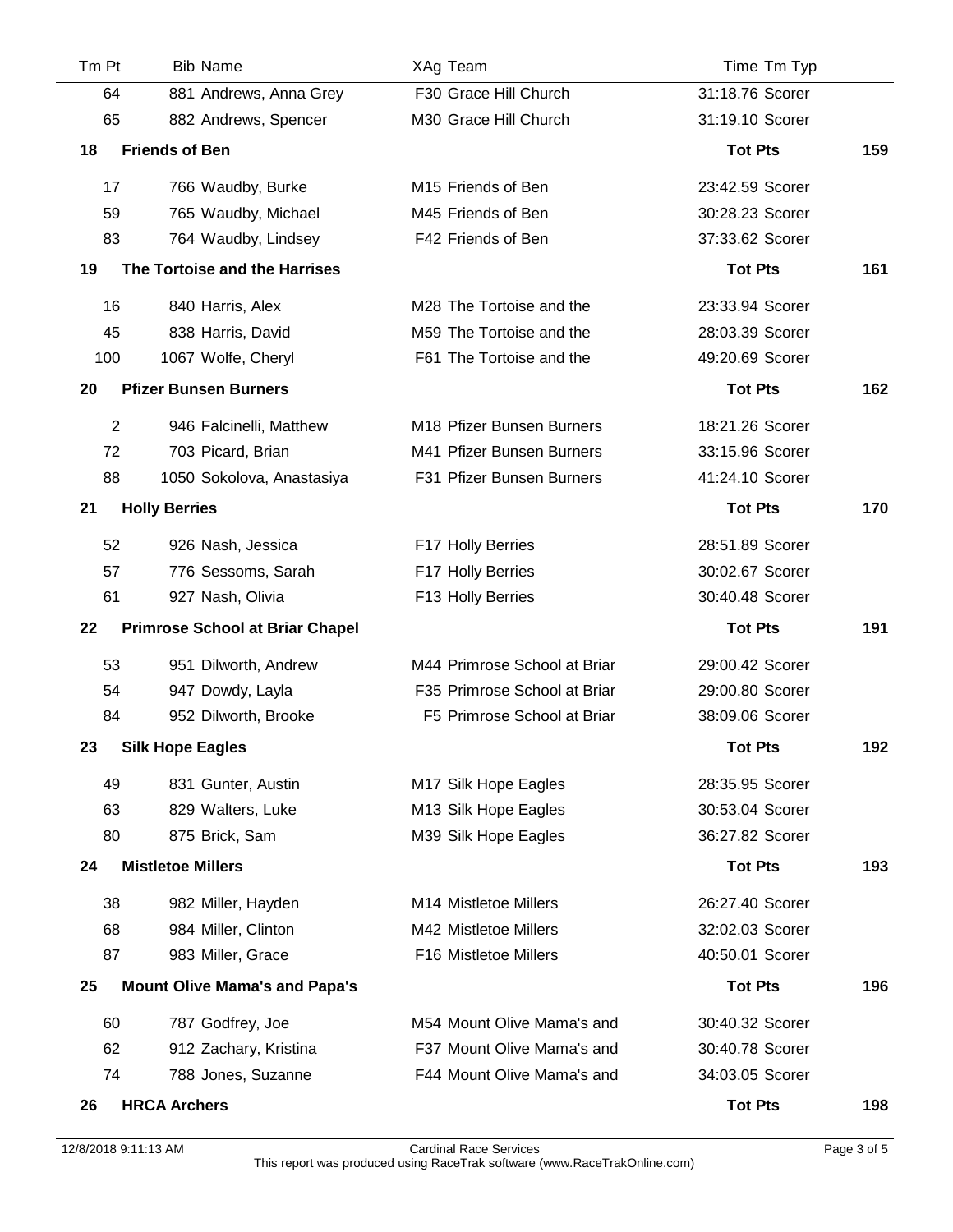| Tm Pt | Bib Name | XAg Team | Time Tm Typ | |
|---|---|---|---|---|
| 64 | 881 Andrews, Anna Grey | F30 Grace Hill Church | 31:18.76 Scorer | |
| 65 | 882 Andrews, Spencer | M30 Grace Hill Church | 31:19.10 Scorer | |
| **18** | **Friends of Ben** | | **Tot Pts** | **159** |
| 17 | 766 Waudby, Burke | M15 Friends of Ben | 23:42.59 Scorer | |
| 59 | 765 Waudby, Michael | M45 Friends of Ben | 30:28.23 Scorer | |
| 83 | 764 Waudby, Lindsey | F42 Friends of Ben | 37:33.62 Scorer | |
| **19** | **The Tortoise and the Harrises** | | **Tot Pts** | **161** |
| 16 | 840 Harris, Alex | M28 The Tortoise and the | 23:33.94 Scorer | |
| 45 | 838 Harris, David | M59 The Tortoise and the | 28:03.39 Scorer | |
| 100 | 1067 Wolfe, Cheryl | F61 The Tortoise and the | 49:20.69 Scorer | |
| **20** | **Pfizer Bunsen Burners** | | **Tot Pts** | **162** |
| 2 | 946 Falcinelli, Matthew | M18 Pfizer Bunsen Burners | 18:21.26 Scorer | |
| 72 | 703 Picard, Brian | M41 Pfizer Bunsen Burners | 33:15.96 Scorer | |
| 88 | 1050 Sokolova, Anastasiya | F31 Pfizer Bunsen Burners | 41:24.10 Scorer | |
| **21** | **Holly Berries** | | **Tot Pts** | **170** |
| 52 | 926 Nash, Jessica | F17 Holly Berries | 28:51.89 Scorer | |
| 57 | 776 Sessoms, Sarah | F17 Holly Berries | 30:02.67 Scorer | |
| 61 | 927 Nash, Olivia | F13 Holly Berries | 30:40.48 Scorer | |
| **22** | **Primrose School at Briar Chapel** | | **Tot Pts** | **191** |
| 53 | 951 Dilworth, Andrew | M44 Primrose School at Briar | 29:00.42 Scorer | |
| 54 | 947 Dowdy, Layla | F35 Primrose School at Briar | 29:00.80 Scorer | |
| 84 | 952 Dilworth, Brooke | F5 Primrose School at Briar | 38:09.06 Scorer | |
| **23** | **Silk Hope Eagles** | | **Tot Pts** | **192** |
| 49 | 831 Gunter, Austin | M17 Silk Hope Eagles | 28:35.95 Scorer | |
| 63 | 829 Walters, Luke | M13 Silk Hope Eagles | 30:53.04 Scorer | |
| 80 | 875 Brick, Sam | M39 Silk Hope Eagles | 36:27.82 Scorer | |
| **24** | **Mistletoe Millers** | | **Tot Pts** | **193** |
| 38 | 982 Miller, Hayden | M14 Mistletoe Millers | 26:27.40 Scorer | |
| 68 | 984 Miller, Clinton | M42 Mistletoe Millers | 32:02.03 Scorer | |
| 87 | 983 Miller, Grace | F16 Mistletoe Millers | 40:50.01 Scorer | |
| **25** | **Mount Olive Mama's and Papa's** | | **Tot Pts** | **196** |
| 60 | 787 Godfrey, Joe | M54 Mount Olive Mama's and | 30:40.32 Scorer | |
| 62 | 912 Zachary, Kristina | F37 Mount Olive Mama's and | 30:40.78 Scorer | |
| 74 | 788 Jones, Suzanne | F44 Mount Olive Mama's and | 34:03.05 Scorer | |
| **26** | **HRCA Archers** | | **Tot Pts** | **198** |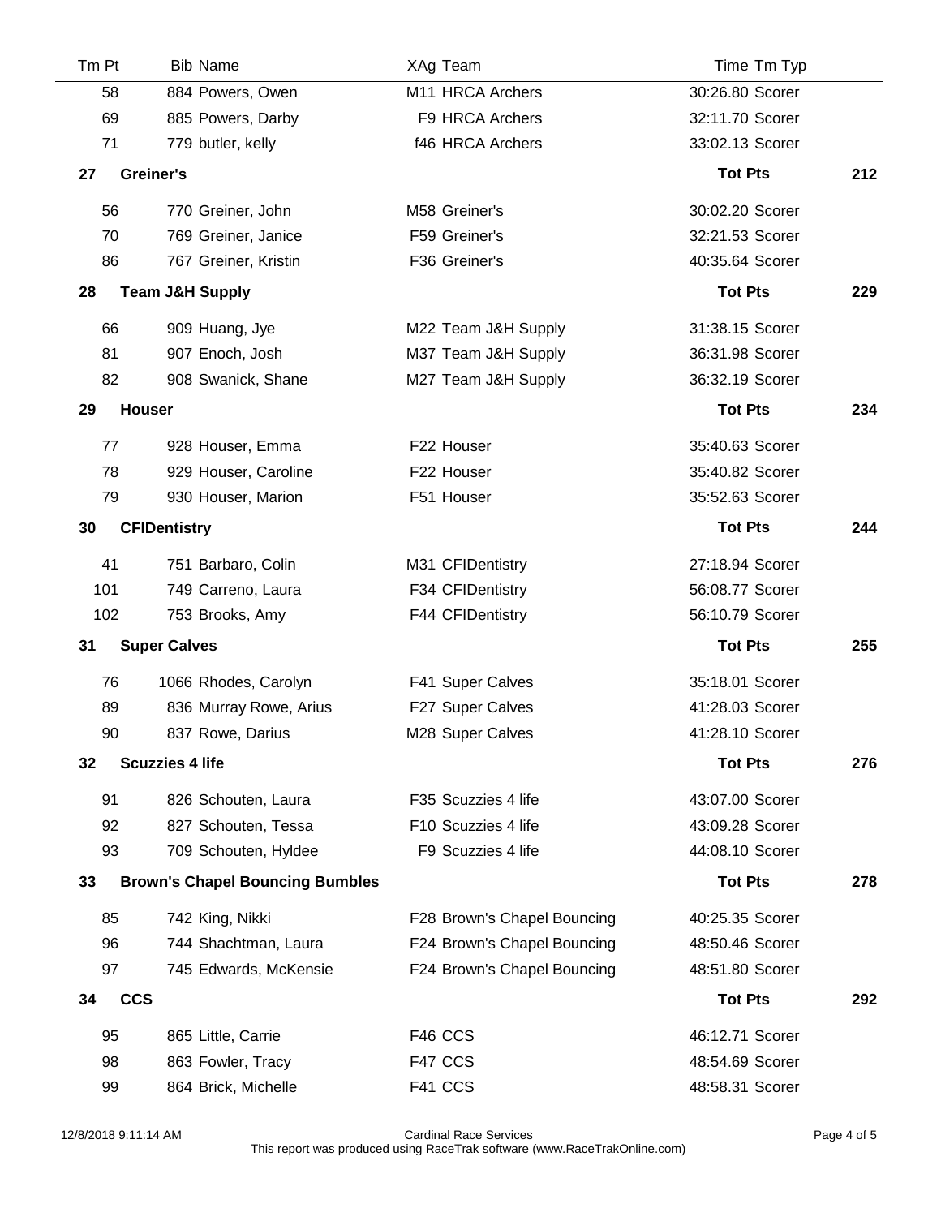| Tm Pt | Bib | Name | XAg | Team | Time | Tm Typ | |
|---|---|---|---|---|---|---|---|
| 58 | 884 | Powers, Owen | M11 | HRCA Archers | 30:26.80 | Scorer | |
| 69 | 885 | Powers, Darby | F9 | HRCA Archers | 32:11.70 | Scorer | |
| 71 | 779 | butler, kelly | f46 | HRCA Archers | 33:02.13 | Scorer | |
| **27** | **Greiner's** | | | | **Tot Pts** | | **212** |
| 56 | 770 | Greiner, John | M58 | Greiner's | 30:02.20 | Scorer | |
| 70 | 769 | Greiner, Janice | F59 | Greiner's | 32:21.53 | Scorer | |
| 86 | 767 | Greiner, Kristin | F36 | Greiner's | 40:35.64 | Scorer | |
| **28** | **Team J&H Supply** | | | | **Tot Pts** | | **229** |
| 66 | 909 | Huang, Jye | M22 | Team J&H Supply | 31:38.15 | Scorer | |
| 81 | 907 | Enoch, Josh | M37 | Team J&H Supply | 36:31.98 | Scorer | |
| 82 | 908 | Swanick, Shane | M27 | Team J&H Supply | 36:32.19 | Scorer | |
| **29** | **Houser** | | | | **Tot Pts** | | **234** |
| 77 | 928 | Houser, Emma | F22 | Houser | 35:40.63 | Scorer | |
| 78 | 929 | Houser, Caroline | F22 | Houser | 35:40.82 | Scorer | |
| 79 | 930 | Houser, Marion | F51 | Houser | 35:52.63 | Scorer | |
| **30** | **CFIDentistry** | | | | **Tot Pts** | | **244** |
| 41 | 751 | Barbaro, Colin | M31 | CFIDentistry | 27:18.94 | Scorer | |
| 101 | 749 | Carreno, Laura | F34 | CFIDentistry | 56:08.77 | Scorer | |
| 102 | 753 | Brooks, Amy | F44 | CFIDentistry | 56:10.79 | Scorer | |
| **31** | **Super Calves** | | | | **Tot Pts** | | **255** |
| 76 | 1066 | Rhodes, Carolyn | F41 | Super Calves | 35:18.01 | Scorer | |
| 89 | 836 | Murray Rowe, Arius | F27 | Super Calves | 41:28.03 | Scorer | |
| 90 | 837 | Rowe, Darius | M28 | Super Calves | 41:28.10 | Scorer | |
| **32** | **Scuzzies 4 life** | | | | **Tot Pts** | | **276** |
| 91 | 826 | Schouten, Laura | F35 | Scuzzies 4 life | 43:07.00 | Scorer | |
| 92 | 827 | Schouten, Tessa | F10 | Scuzzies 4 life | 43:09.28 | Scorer | |
| 93 | 709 | Schouten, Hyldee | F9 | Scuzzies 4 life | 44:08.10 | Scorer | |
| **33** | **Brown's Chapel Bouncing Bumbles** | | | | **Tot Pts** | | **278** |
| 85 | 742 | King, Nikki | F28 | Brown's Chapel Bouncing | 40:25.35 | Scorer | |
| 96 | 744 | Shachtman, Laura | F24 | Brown's Chapel Bouncing | 48:50.46 | Scorer | |
| 97 | 745 | Edwards, McKensie | F24 | Brown's Chapel Bouncing | 48:51.80 | Scorer | |
| **34** | **CCS** | | | | **Tot Pts** | | **292** |
| 95 | 865 | Little, Carrie | F46 | CCS | 46:12.71 | Scorer | |
| 98 | 863 | Fowler, Tracy | F47 | CCS | 48:54.69 | Scorer | |
| 99 | 864 | Brick, Michelle | F41 | CCS | 48:58.31 | Scorer | |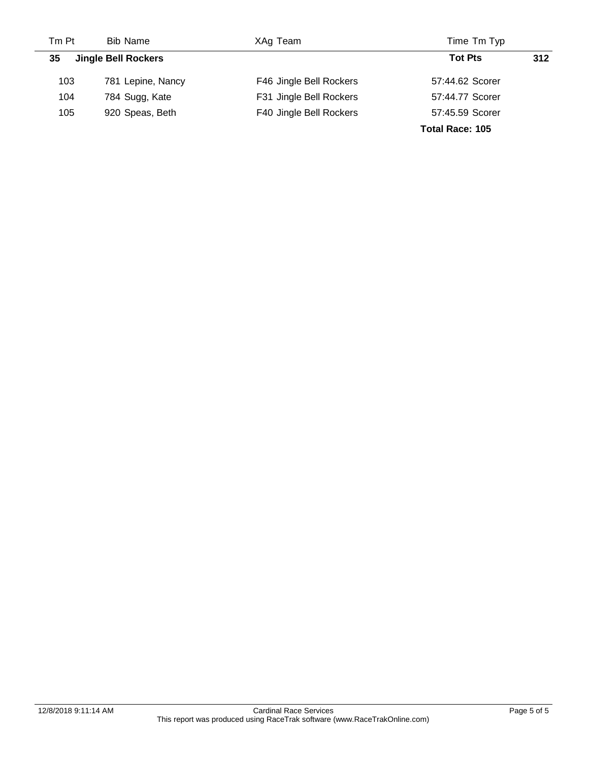| Tm Pt | Bib Name | XAg Team | Time Tm Typ | |
|---|---|---|---|---|
| **35** | **Jingle Bell Rockers** | | **Tot Pts** | **312** |
| 103 | 781 Lepine, Nancy | F46 Jingle Bell Rockers | 57:44.62 Scorer | |
| 104 | 784 Sugg, Kate | F31 Jingle Bell Rockers | 57:44.77 Scorer | |
| 105 | 920 Speas, Beth | F40 Jingle Bell Rockers | 57:45.59 Scorer | |
| | | | **Total Race: 105** | |

12/8/2018 9:11:14 AM

Cardinal Race Services

This report was produced using RaceTrak software (www.RaceTrakOnline.com)